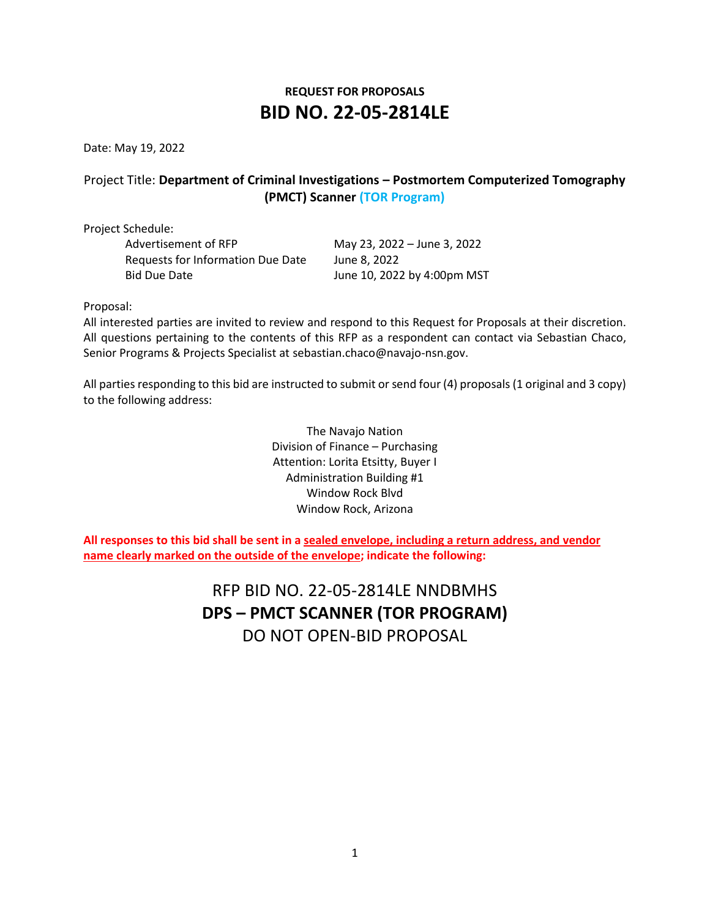**REQUEST FOR PROPOSALS**

# BID NO. 22-05-2814LE

Date: May 19, 2022

Project Title: **Department of Criminal Investigations – Postmortem Computerized Tomography (PMCT) Scanner (TOR Program)**

Project Schedule:

| | |
|---|---|
| Advertisement of RFP | May 23, 2022 – June 3, 2022 |
| Requests for Information Due Date | June 8, 2022 |
| Bid Due Date | June 10, 2022 by 4:00pm MST |

Proposal:

All interested parties are invited to review and respond to this Request for Proposals at their discretion. All questions pertaining to the contents of this RFP as a respondent can contact via Sebastian Chaco, Senior Programs & Projects Specialist at sebastian.chaco@navajo-nsn.gov.

All parties responding to this bid are instructed to submit or send four (4) proposals (1 original and 3 copy) to the following address:

The Navajo Nation
Division of Finance – Purchasing
Attention: Lorita Etsitty, Buyer I
Administration Building #1
Window Rock Blvd
Window Rock, Arizona

**All responses to this bid shall be sent in a sealed envelope, including a return address, and vendor name clearly marked on the outside of the envelope; indicate the following:**

RFP BID NO. 22-05-2814LE NNDBMHS
**DPS – PMCT SCANNER (TOR PROGRAM)**
DO NOT OPEN-BID PROPOSAL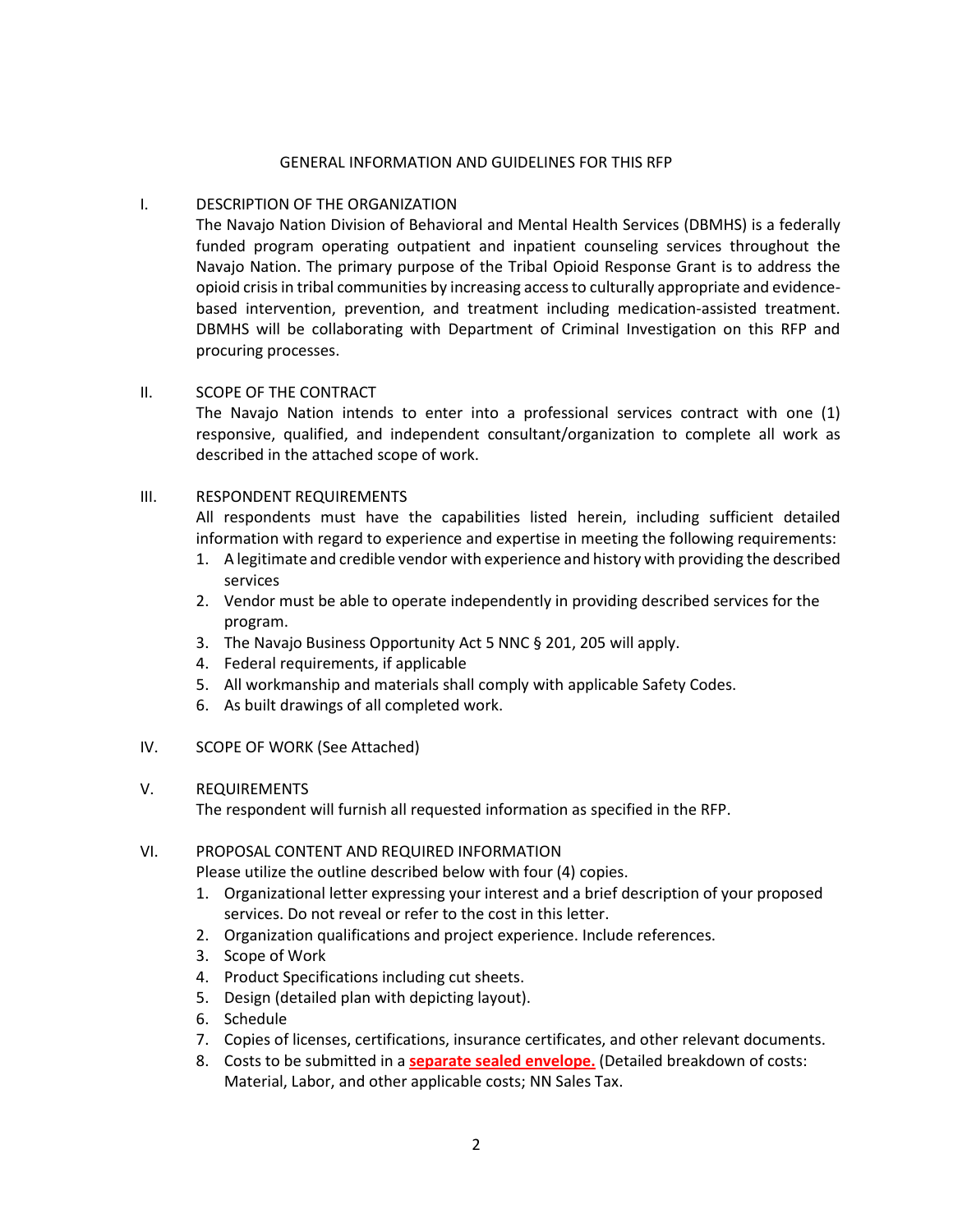## GENERAL INFORMATION AND GUIDELINES FOR THIS RFP

### I. DESCRIPTION OF THE ORGANIZATION

The Navajo Nation Division of Behavioral and Mental Health Services (DBMHS) is a federally funded program operating outpatient and inpatient counseling services throughout the Navajo Nation. The primary purpose of the Tribal Opioid Response Grant is to address the opioid crisis in tribal communities by increasing access to culturally appropriate and evidence-based intervention, prevention, and treatment including medication-assisted treatment. DBMHS will be collaborating with Department of Criminal Investigation on this RFP and procuring processes.

### II. SCOPE OF THE CONTRACT

The Navajo Nation intends to enter into a professional services contract with one (1) responsive, qualified, and independent consultant/organization to complete all work as described in the attached scope of work.

### III. RESPONDENT REQUIREMENTS

All respondents must have the capabilities listed herein, including sufficient detailed information with regard to experience and expertise in meeting the following requirements:

1. A legitimate and credible vendor with experience and history with providing the described services
2. Vendor must be able to operate independently in providing described services for the program.
3. The Navajo Business Opportunity Act 5 NNC § 201, 205 will apply.
4. Federal requirements, if applicable
5. All workmanship and materials shall comply with applicable Safety Codes.
6. As built drawings of all completed work.

### IV. SCOPE OF WORK (See Attached)

### V. REQUIREMENTS

The respondent will furnish all requested information as specified in the RFP.

### VI. PROPOSAL CONTENT AND REQUIRED INFORMATION

Please utilize the outline described below with four (4) copies.

1. Organizational letter expressing your interest and a brief description of your proposed services. Do not reveal or refer to the cost in this letter.
2. Organization qualifications and project experience. Include references.
3. Scope of Work
4. Product Specifications including cut sheets.
5. Design (detailed plan with depicting layout).
6. Schedule
7. Copies of licenses, certifications, insurance certificates, and other relevant documents.
8. Costs to be submitted in a **separate sealed envelope.** (Detailed breakdown of costs: Material, Labor, and other applicable costs; NN Sales Tax.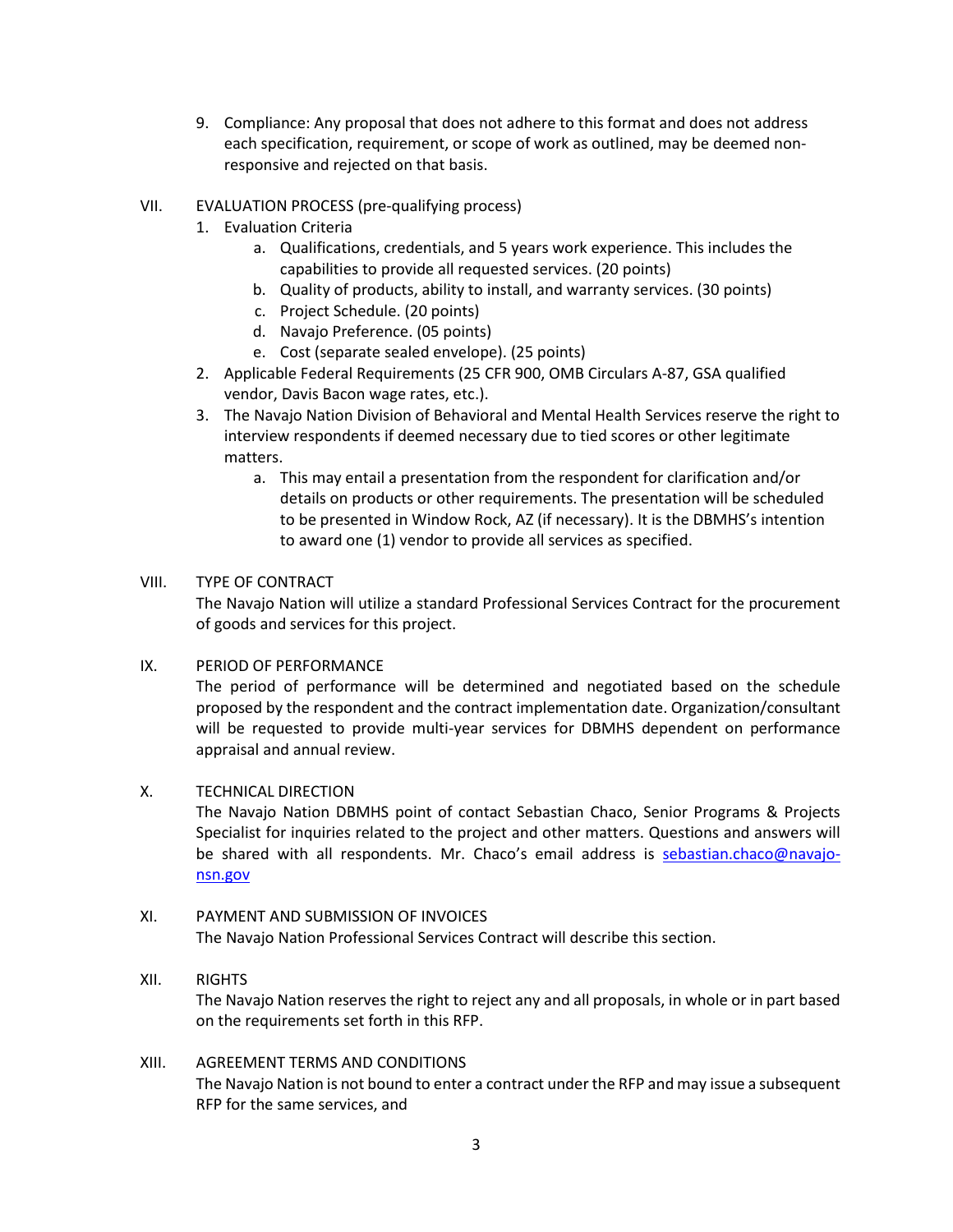9. Compliance: Any proposal that does not adhere to this format and does not address each specification, requirement, or scope of work as outlined, may be deemed non-responsive and rejected on that basis.

## VII. EVALUATION PROCESS (pre-qualifying process)

1. Evaluation Criteria
   a. Qualifications, credentials, and 5 years work experience. This includes the capabilities to provide all requested services. (20 points)
   b. Quality of products, ability to install, and warranty services. (30 points)
   c. Project Schedule. (20 points)
   d. Navajo Preference. (05 points)
   e. Cost (separate sealed envelope). (25 points)
2. Applicable Federal Requirements (25 CFR 900, OMB Circulars A-87, GSA qualified vendor, Davis Bacon wage rates, etc.).
3. The Navajo Nation Division of Behavioral and Mental Health Services reserve the right to interview respondents if deemed necessary due to tied scores or other legitimate matters.
   a. This may entail a presentation from the respondent for clarification and/or details on products or other requirements. The presentation will be scheduled to be presented in Window Rock, AZ (if necessary). It is the DBMHS's intention to award one (1) vendor to provide all services as specified.

## VIII. TYPE OF CONTRACT

The Navajo Nation will utilize a standard Professional Services Contract for the procurement of goods and services for this project.

## IX. PERIOD OF PERFORMANCE

The period of performance will be determined and negotiated based on the schedule proposed by the respondent and the contract implementation date. Organization/consultant will be requested to provide multi-year services for DBMHS dependent on performance appraisal and annual review.

## X. TECHNICAL DIRECTION

The Navajo Nation DBMHS point of contact Sebastian Chaco, Senior Programs & Projects Specialist for inquiries related to the project and other matters. Questions and answers will be shared with all respondents. Mr. Chaco's email address is [sebastian.chaco@navajo-nsn.gov](mailto:sebastian.chaco@navajo-nsn.gov)

## XI. PAYMENT AND SUBMISSION OF INVOICES

The Navajo Nation Professional Services Contract will describe this section.

## XII. RIGHTS

The Navajo Nation reserves the right to reject any and all proposals, in whole or in part based on the requirements set forth in this RFP.

## XIII. AGREEMENT TERMS AND CONDITIONS

The Navajo Nation is not bound to enter a contract under the RFP and may issue a subsequent RFP for the same services, and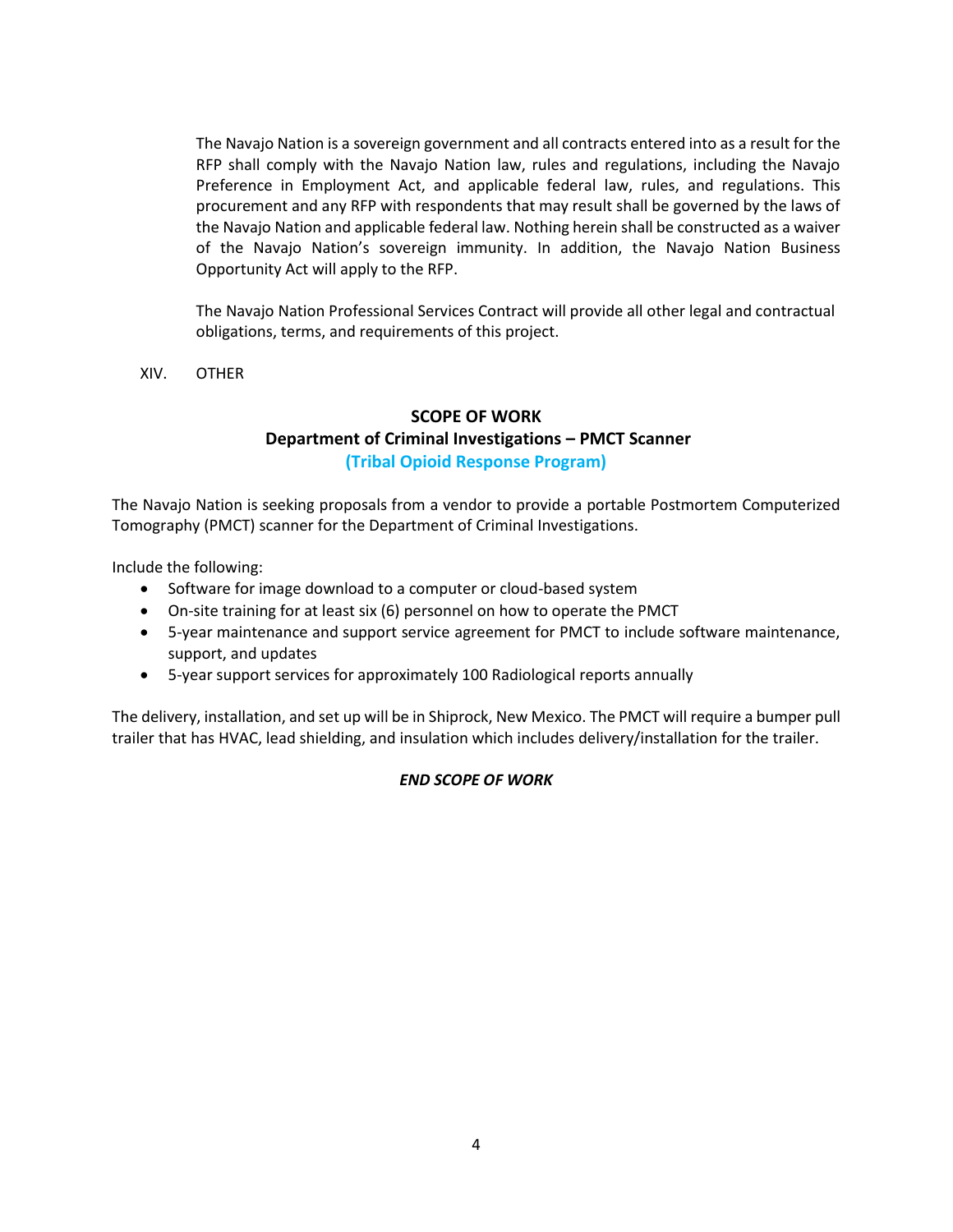The Navajo Nation is a sovereign government and all contracts entered into as a result for the RFP shall comply with the Navajo Nation law, rules and regulations, including the Navajo Preference in Employment Act, and applicable federal law, rules, and regulations. This procurement and any RFP with respondents that may result shall be governed by the laws of the Navajo Nation and applicable federal law. Nothing herein shall be constructed as a waiver of the Navajo Nation's sovereign immunity. In addition, the Navajo Nation Business Opportunity Act will apply to the RFP.

The Navajo Nation Professional Services Contract will provide all other legal and contractual obligations, terms, and requirements of this project.

XIV. OTHER

**SCOPE OF WORK**
**Department of Criminal Investigations – PMCT Scanner**
**(Tribal Opioid Response Program)**

The Navajo Nation is seeking proposals from a vendor to provide a portable Postmortem Computerized Tomography (PMCT) scanner for the Department of Criminal Investigations.

Include the following:

- Software for image download to a computer or cloud-based system
- On-site training for at least six (6) personnel on how to operate the PMCT
- 5-year maintenance and support service agreement for PMCT to include software maintenance, support, and updates
- 5-year support services for approximately 100 Radiological reports annually

The delivery, installation, and set up will be in Shiprock, New Mexico. The PMCT will require a bumper pull trailer that has HVAC, lead shielding, and insulation which includes delivery/installation for the trailer.

***END SCOPE OF WORK***